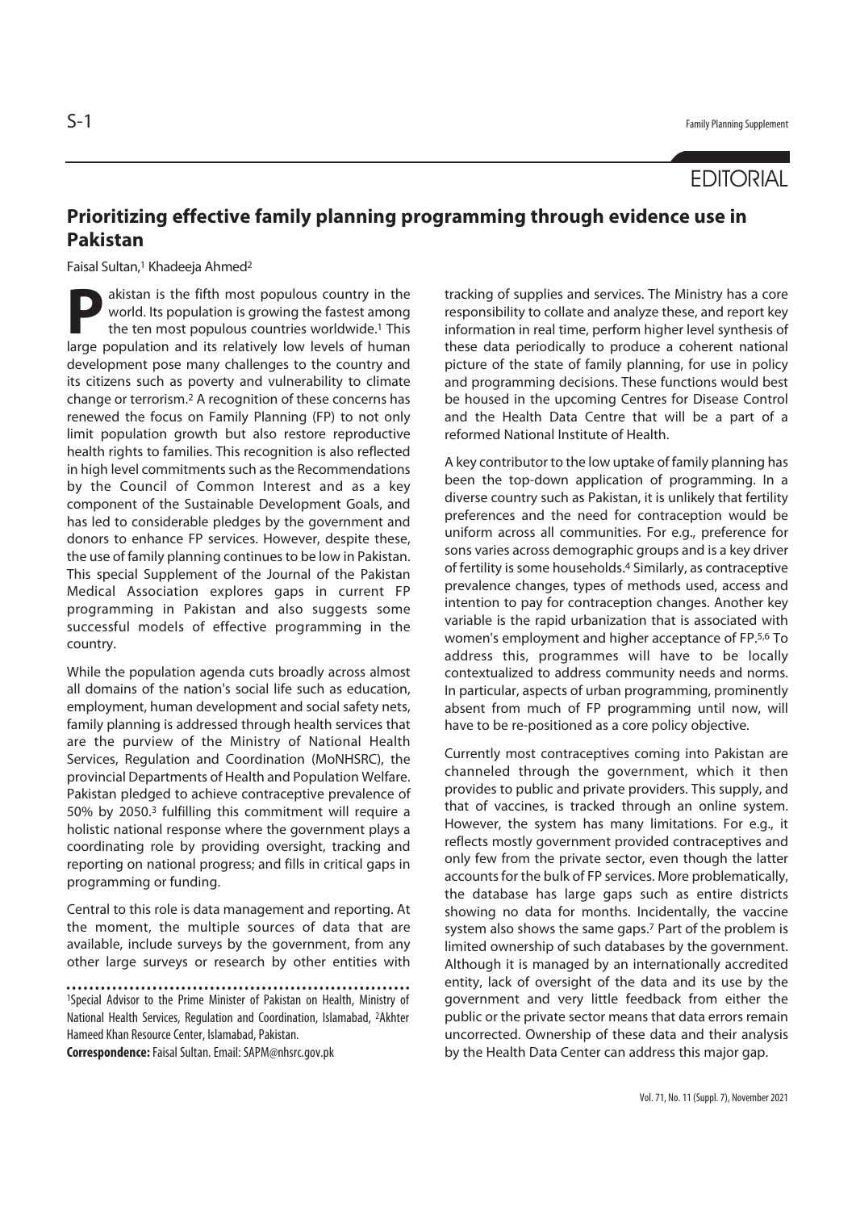EDITORIAL

# Prioritizing effective family planning programming through evidence use in Pakistan

Faisal Sultan,[1] Khadeeja Ahmed[2]

Pakistan is the fifth most populous country in the world. Its population is growing the fastest among the ten most populous countries worldwide.[1] This large population and its relatively low levels of human development pose many challenges to the country and its citizens such as poverty and vulnerability to climate change or terrorism.[2] A recognition of these concerns has renewed the focus on Family Planning (FP) to not only limit population growth but also restore reproductive health rights to families. This recognition is also reflected in high level commitments such as the Recommendations by the Council of Common Interest and as a key component of the Sustainable Development Goals, and has led to considerable pledges by the government and donors to enhance FP services. However, despite these, the use of family planning continues to be low in Pakistan. This special Supplement of the Journal of the Pakistan Medical Association explores gaps in current FP programming in Pakistan and also suggests some successful models of effective programming in the country.

While the population agenda cuts broadly across almost all domains of the nation's social life such as education, employment, human development and social safety nets, family planning is addressed through health services that are the purview of the Ministry of National Health Services, Regulation and Coordination (MoNHSRC), the provincial Departments of Health and Population Welfare. Pakistan pledged to achieve contraceptive prevalence of 50% by 2050.[3] fulfilling this commitment will require a holistic national response where the government plays a coordinating role by providing oversight, tracking and reporting on national progress; and fills in critical gaps in programming or funding.

Central to this role is data management and reporting. At the moment, the multiple sources of data that are available, include surveys by the government, from any other large surveys or research by other entities with tracking of supplies and services. The Ministry has a core responsibility to collate and analyze these, and report key information in real time, perform higher level synthesis of these data periodically to produce a coherent national picture of the state of family planning, for use in policy and programming decisions. These functions would best be housed in the upcoming Centres for Disease Control and the Health Data Centre that will be a part of a reformed National Institute of Health.

A key contributor to the low uptake of family planning has been the top-down application of programming. In a diverse country such as Pakistan, it is unlikely that fertility preferences and the need for contraception would be uniform across all communities. For e.g., preference for sons varies across demographic groups and is a key driver of fertility is some households.[4] Similarly, as contraceptive prevalence changes, types of methods used, access and intention to pay for contraception changes. Another key variable is the rapid urbanization that is associated with women's employment and higher acceptance of FP.[5,6] To address this, programmes will have to be locally contextualized to address community needs and norms. In particular, aspects of urban programming, prominently absent from much of FP programming until now, will have to be re-positioned as a core policy objective.

Currently most contraceptives coming into Pakistan are channeled through the government, which it then provides to public and private providers. This supply, and that of vaccines, is tracked through an online system. However, the system has many limitations. For e.g., it reflects mostly government provided contraceptives and only few from the private sector, even though the latter accounts for the bulk of FP services. More problematically, the database has large gaps such as entire districts showing no data for months. Incidentally, the vaccine system also shows the same gaps.[7] Part of the problem is limited ownership of such databases by the government. Although it is managed by an internationally accredited entity, lack of oversight of the data and its use by the government and very little feedback from either the public or the private sector means that data errors remain uncorrected. Ownership of these data and their analysis by the Health Data Center can address this major gap.

---

[1]Special Advisor to the Prime Minister of Pakistan on Health, Ministry of National Health Services, Regulation and Coordination, Islamabad, [2]Akhter Hameed Khan Resource Center, Islamabad, Pakistan.

**Correspondence:** Faisal Sultan. Email: SAPM@nhsrc.gov.pk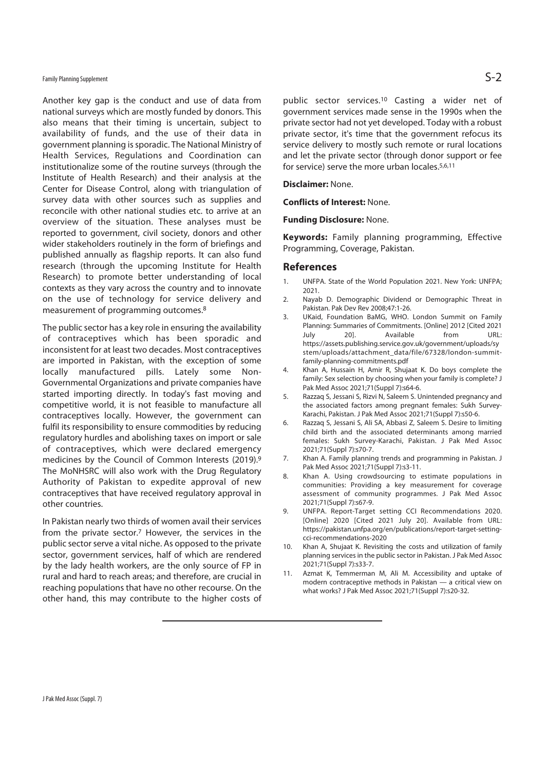Another key gap is the conduct and use of data from national surveys which are mostly funded by donors. This also means that their timing is uncertain, subject to availability of funds, and the use of their data in government planning is sporadic. The National Ministry of Health Services, Regulations and Coordination can institutionalize some of the routine surveys (through the Institute of Health Research) and their analysis at the Center for Disease Control, along with triangulation of survey data with other sources such as supplies and reconcile with other national studies etc. to arrive at an overview of the situation. These analyses must be reported to government, civil society, donors and other wider stakeholders routinely in the form of briefings and published annually as flagship reports. It can also fund research (through the upcoming Institute for Health Research) to promote better understanding of local contexts as they vary across the country and to innovate on the use of technology for service delivery and measurement of programming outcomes.[8]

The public sector has a key role in ensuring the availability of contraceptives which has been sporadic and inconsistent for at least two decades. Most contraceptives are imported in Pakistan, with the exception of some locally manufactured pills. Lately some Non-Governmental Organizations and private companies have started importing directly. In today's fast moving and competitive world, it is not feasible to manufacture all contraceptives locally. However, the government can fulfil its responsibility to ensure commodities by reducing regulatory hurdles and abolishing taxes on import or sale of contraceptives, which were declared emergency medicines by the Council of Common Interests (2019).[9] The MoNHSRC will also work with the Drug Regulatory Authority of Pakistan to expedite approval of new contraceptives that have received regulatory approval in other countries.

In Pakistan nearly two thirds of women avail their services from the private sector.[7] However, the services in the public sector serve a vital niche. As opposed to the private sector, government services, half of which are rendered by the lady health workers, are the only source of FP in rural and hard to reach areas; and therefore, are crucial in reaching populations that have no other recourse. On the other hand, this may contribute to the higher costs of public sector services.[10] Casting a wider net of government services made sense in the 1990s when the private sector had not yet developed. Today with a robust private sector, it's time that the government refocus its service delivery to mostly such remote or rural locations and let the private sector (through donor support or fee for service) serve the more urban locales.[5,6,11]

**Disclaimer:** None.

**Conflicts of Interest:** None.

**Funding Disclosure:** None.

**Keywords:** Family planning programming, Effective Programming, Coverage, Pakistan.

## References

1. UNFPA. State of the World Population 2021. New York: UNFPA; 2021.
2. Nayab D. Demographic Dividend or Demographic Threat in Pakistan. Pak Dev Rev 2008;47:1-26.
3. UKaid, Foundation BaMG, WHO. London Summit on Family Planning: Summaries of Commitments. [Online] 2012 [Cited 2021 July 20]. Available from URL: https://assets.publishing.service.gov.uk/government/uploads/system/uploads/attachment_data/file/67328/london-summit-family-planning-commitments.pdf
4. Khan A, Hussain H, Amir R, Shujaat K. Do boys complete the family: Sex selection by choosing when your family is complete? J Pak Med Assoc 2021;71(Suppl 7):s64-6.
5. Razzaq S, Jessani S, Rizvi N, Saleem S. Unintended pregnancy and the associated factors among pregnant females: Sukh Survey-Karachi, Pakistan. J Pak Med Assoc 2021;71(Suppl 7):s50-6.
6. Razzaq S, Jessani S, Ali SA, Abbasi Z, Saleem S. Desire to limiting child birth and the associated determinants among married females: Sukh Survey-Karachi, Pakistan. J Pak Med Assoc 2021;71(Suppl 7):s70-7.
7. Khan A. Family planning trends and programming in Pakistan. J Pak Med Assoc 2021;71(Suppl 7):s3-11.
8. Khan A. Using crowdsourcing to estimate populations in communities: Providing a key measurement for coverage assessment of community programmes. J Pak Med Assoc 2021;71(Suppl 7):s67-9.
9. UNFPA. Report-Target setting CCI Recommendations 2020. [Online] 2020 [Cited 2021 July 20]. Available from URL: https://pakistan.unfpa.org/en/publications/report-target-setting-cci-recommendations-2020
10. Khan A, Shujaat K. Revisiting the costs and utilization of family planning services in the public sector in Pakistan. J Pak Med Assoc 2021;71(Suppl 7):s33-7.
11. Azmat K, Temmerman M, Ali M. Accessibility and uptake of modern contraceptive methods in Pakistan — a critical view on what works? J Pak Med Assoc 2021;71(Suppl 7):s20-32.